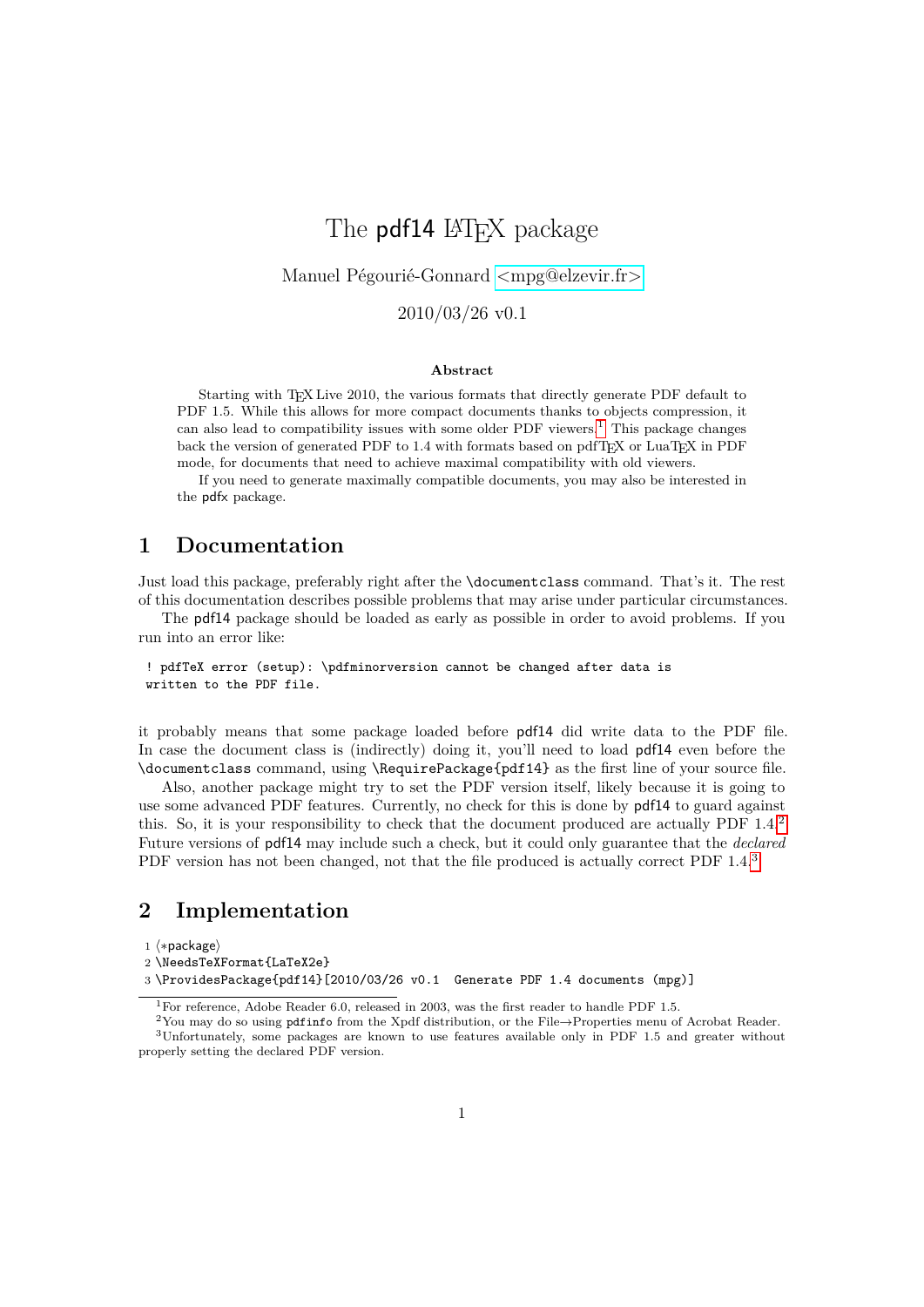# The pdf14 LaTeX package

Manuel Pégourié-Gonnard <mpg@elzevir.fr>

2010/03/26 v0.1

**Abstract**

Starting with TeX Live 2010, the various formats that directly generate PDF default to PDF 1.5. While this allows for more compact documents thanks to objects compression, it can also lead to compatibility issues with some older PDF viewers.[1] This package changes back the version of generated PDF to 1.4 with formats based on pdfTeX or LuaTeX in PDF mode, for documents that need to achieve maximal compatibility with old viewers.

If you need to generate maximally compatible documents, you may also be interested in the pdfx package.

## 1 Documentation

Just load this package, preferably right after the `\documentclass` command. That's it. The rest of this documentation describes possible problems that may arise under particular circumstances.

The pdf14 package should be loaded as early as possible in order to avoid problems. If you run into an error like:

```
! pdfTeX error (setup): \pdfminorversion cannot be changed after data is
written to the PDF file.
```

it probably means that some package loaded before pdf14 did write data to the PDF file. In case the document class is (indirectly) doing it, you'll need to load pdf14 even before the `\documentclass` command, using `\RequirePackage{pdf14}` as the first line of your source file.

Also, another package might try to set the PDF version itself, likely because it is going to use some advanced PDF features. Currently, no check for this is done by pdf14 to guard against this. So, it is your responsibility to check that the document produced are actually PDF 1.4.[2] Future versions of pdf14 may include such a check, but it could only guarantee that the *declared* PDF version has not been changed, not that the file produced is actually correct PDF 1.4.[3]

## 2 Implementation

```
1 ⟨*package⟩
2 \NeedsTeXFormat{LaTeX2e}
3 \ProvidesPackage{pdf14}[2010/03/26 v0.1  Generate PDF 1.4 documents (mpg)]
```

[1] For reference, Adobe Reader 6.0, released in 2003, was the first reader to handle PDF 1.5.

[2] You may do so using `pdfinfo` from the Xpdf distribution, or the File→Properties menu of Acrobat Reader.

[3] Unfortunately, some packages are known to use features available only in PDF 1.5 and greater without properly setting the declared PDF version.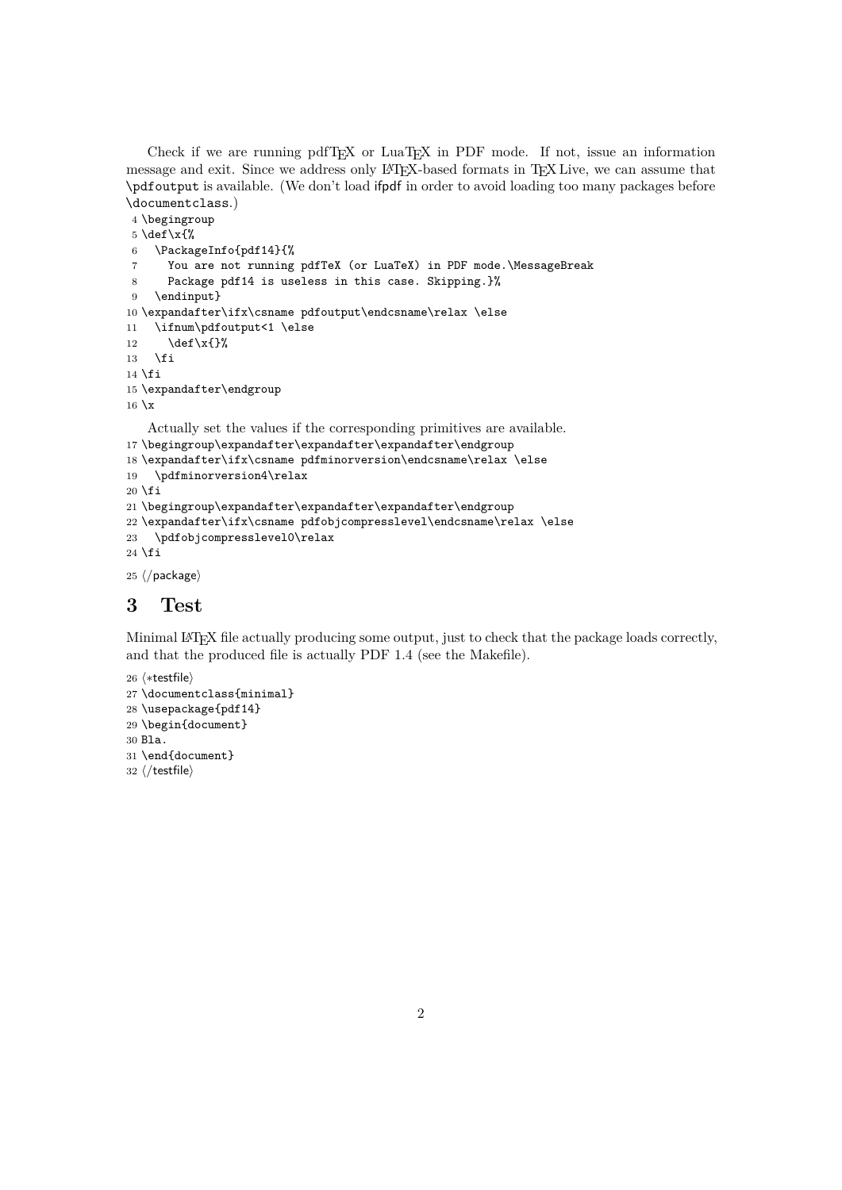Check if we are running pdfTeX or LuaTeX in PDF mode. If not, issue an information message and exit. Since we address only LaTeX-based formats in TeX Live, we can assume that `\pdfoutput` is available. (We don't load ifpdf in order to avoid loading too many packages before `\documentclass`.)

```
4 \begingroup
5 \def\x{%
6   \PackageInfo{pdf14}{%
7     You are not running pdfTeX (or LuaTeX) in PDF mode.\MessageBreak
8     Package pdf14 is useless in this case. Skipping.}%
9   \endinput}
10 \expandafter\ifx\csname pdfoutput\endcsname\relax \else
11   \ifnum\pdfoutput<1 \else
12     \def\x{}%
13   \fi
14 \fi
15 \expandafter\endgroup
16 \x
```

Actually set the values if the corresponding primitives are available.

```
17 \begingroup\expandafter\expandafter\expandafter\endgroup
18 \expandafter\ifx\csname pdfminorversion\endcsname\relax \else
19   \pdfminorversion4\relax
20 \fi
21 \begingroup\expandafter\expandafter\expandafter\endgroup
22 \expandafter\ifx\csname pdfobjcompresslevel\endcsname\relax \else
23   \pdfobjcompresslevel0\relax
24 \fi
25 ⟨/package⟩
```

# 3 Test

Minimal LaTeX file actually producing some output, just to check that the package loads correctly, and that the produced file is actually PDF 1.4 (see the Makefile).

```
26 ⟨*testfile⟩
27 \documentclass{minimal}
28 \usepackage{pdf14}
29 \begin{document}
30 Bla.
31 \end{document}
32 ⟨/testfile⟩
```